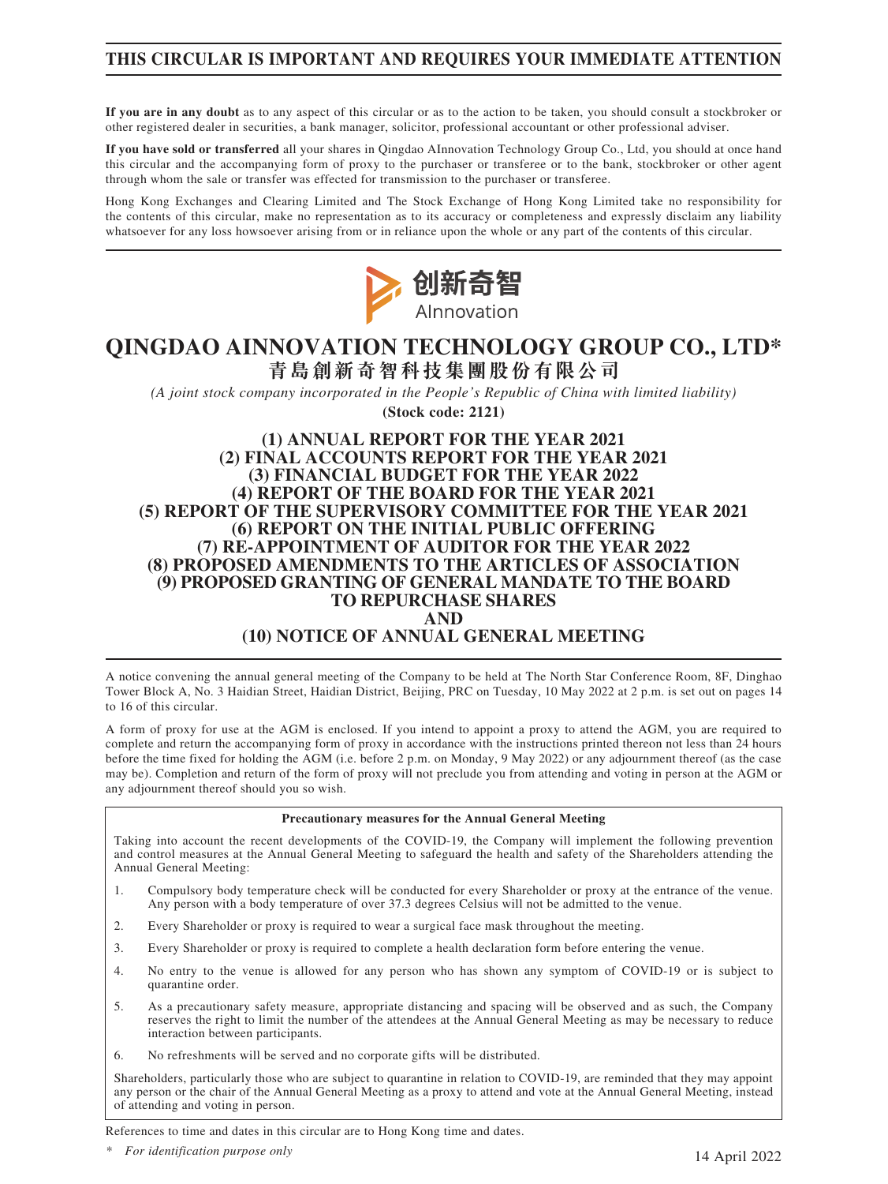**THIS CIRCULAR IS IMPORTANT AND REQUIRES YOUR IMMEDIATE ATTENTION**

**If you are in any doubt** as to any aspect of this circular or as to the action to be taken, you should consult a stockbroker or other registered dealer in securities, a bank manager, solicitor, professional accountant or other professional adviser.

**If you have sold or transferred** all your shares in Qingdao AInnovation Technology Group Co., Ltd, you should at once hand this circular and the accompanying form of proxy to the purchaser or transferee or to the bank, stockbroker or other agent through whom the sale or transfer was effected for transmission to the purchaser or transferee.

Hong Kong Exchanges and Clearing Limited and The Stock Exchange of Hong Kong Limited take no responsibility for the contents of this circular, make no representation as to its accuracy or completeness and expressly disclaim any liability whatsoever for any loss howsoever arising from or in reliance upon the whole or any part of the contents of this circular.

创新奇智
AInnovation

# QINGDAO AINNOVATION TECHNOLOGY GROUP CO., LTD*
# 青島創新奇智科技集團股份有限公司

*(A joint stock company incorporated in the People's Republic of China with limited liability)*

**(Stock code: 2121)**

## (1) ANNUAL REPORT FOR THE YEAR 2021
## (2) FINAL ACCOUNTS REPORT FOR THE YEAR 2021
## (3) FINANCIAL BUDGET FOR THE YEAR 2022
## (4) REPORT OF THE BOARD FOR THE YEAR 2021
## (5) REPORT OF THE SUPERVISORY COMMITTEE FOR THE YEAR 2021
## (6) REPORT ON THE INITIAL PUBLIC OFFERING
## (7) RE-APPOINTMENT OF AUDITOR FOR THE YEAR 2022
## (8) PROPOSED AMENDMENTS TO THE ARTICLES OF ASSOCIATION
## (9) PROPOSED GRANTING OF GENERAL MANDATE TO THE BOARD TO REPURCHASE SHARES
## AND
## (10) NOTICE OF ANNUAL GENERAL MEETING

A notice convening the annual general meeting of the Company to be held at The North Star Conference Room, 8F, Dinghao Tower Block A, No. 3 Haidian Street, Haidian District, Beijing, PRC on Tuesday, 10 May 2022 at 2 p.m. is set out on pages 14 to 16 of this circular.

A form of proxy for use at the AGM is enclosed. If you intend to appoint a proxy to attend the AGM, you are required to complete and return the accompanying form of proxy in accordance with the instructions printed thereon not less than 24 hours before the time fixed for holding the AGM (i.e. before 2 p.m. on Monday, 9 May 2022) or any adjournment thereof (as the case may be). Completion and return of the form of proxy will not preclude you from attending and voting in person at the AGM or any adjournment thereof should you so wish.

**Precautionary measures for the Annual General Meeting**

Taking into account the recent developments of the COVID-19, the Company will implement the following prevention and control measures at the Annual General Meeting to safeguard the health and safety of the Shareholders attending the Annual General Meeting:

1. Compulsory body temperature check will be conducted for every Shareholder or proxy at the entrance of the venue. Any person with a body temperature of over 37.3 degrees Celsius will not be admitted to the venue.
2. Every Shareholder or proxy is required to wear a surgical face mask throughout the meeting.
3. Every Shareholder or proxy is required to complete a health declaration form before entering the venue.
4. No entry to the venue is allowed for any person who has shown any symptom of COVID-19 or is subject to quarantine order.
5. As a precautionary safety measure, appropriate distancing and spacing will be observed and as such, the Company reserves the right to limit the number of the attendees at the Annual General Meeting as may be necessary to reduce interaction between participants.
6. No refreshments will be served and no corporate gifts will be distributed.

Shareholders, particularly those who are subject to quarantine in relation to COVID-19, are reminded that they may appoint any person or the chair of the Annual General Meeting as a proxy to attend and vote at the Annual General Meeting, instead of attending and voting in person.

References to time and dates in this circular are to Hong Kong time and dates.

\* *For identification purpose only*

14 April 2022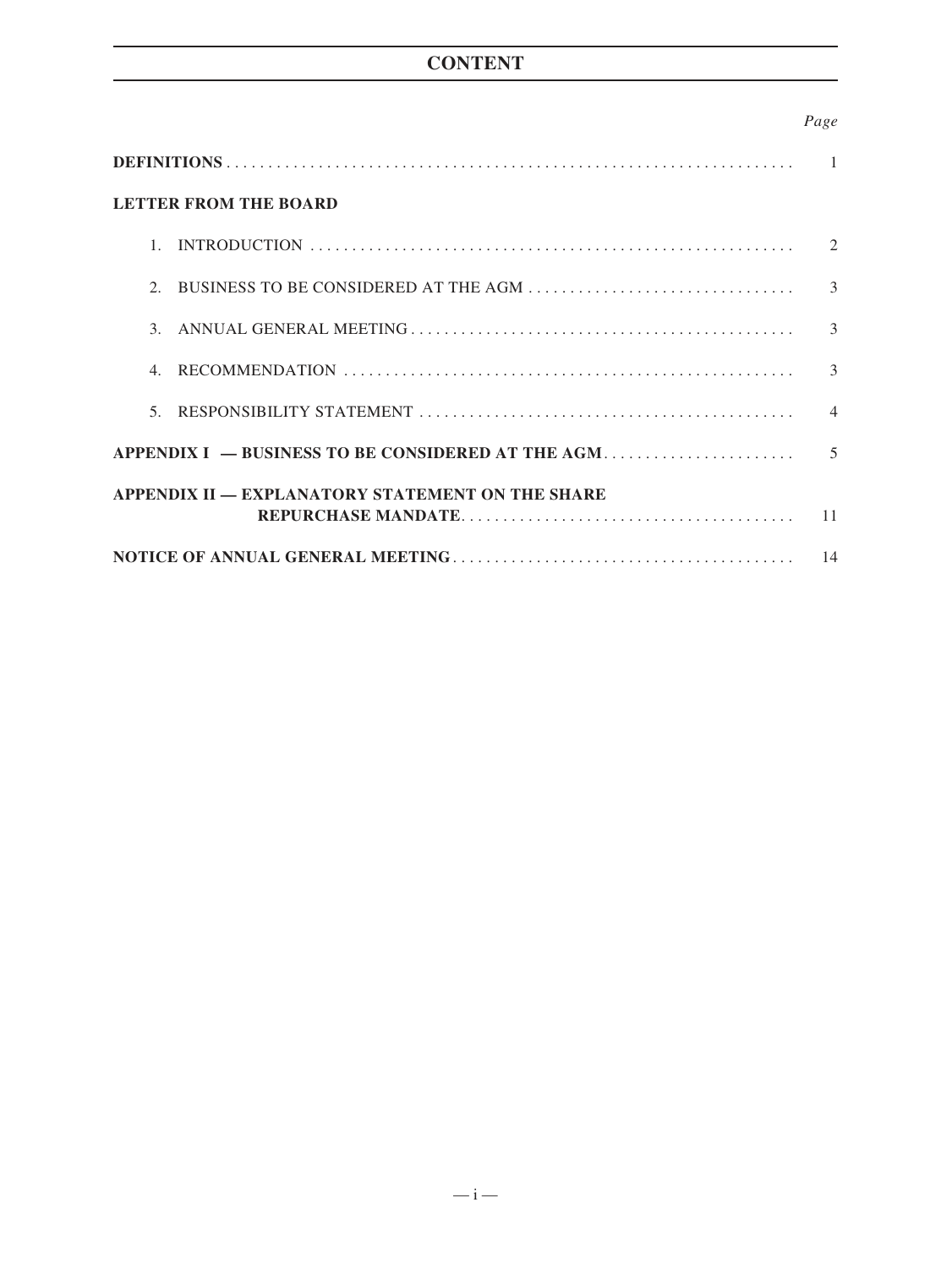# CONTENT

| | *Page* |
|---|---|
| **DEFINITIONS** | 1 |
| **LETTER FROM THE BOARD** | |
| 1. INTRODUCTION | 2 |
| 2. BUSINESS TO BE CONSIDERED AT THE AGM | 3 |
| 3. ANNUAL GENERAL MEETING | 3 |
| 4. RECOMMENDATION | 3 |
| 5. RESPONSIBILITY STATEMENT | 4 |
| **APPENDIX I — BUSINESS TO BE CONSIDERED AT THE AGM** | 5 |
| **APPENDIX II — EXPLANATORY STATEMENT ON THE SHARE REPURCHASE MANDATE** | 11 |
| **NOTICE OF ANNUAL GENERAL MEETING** | 14 |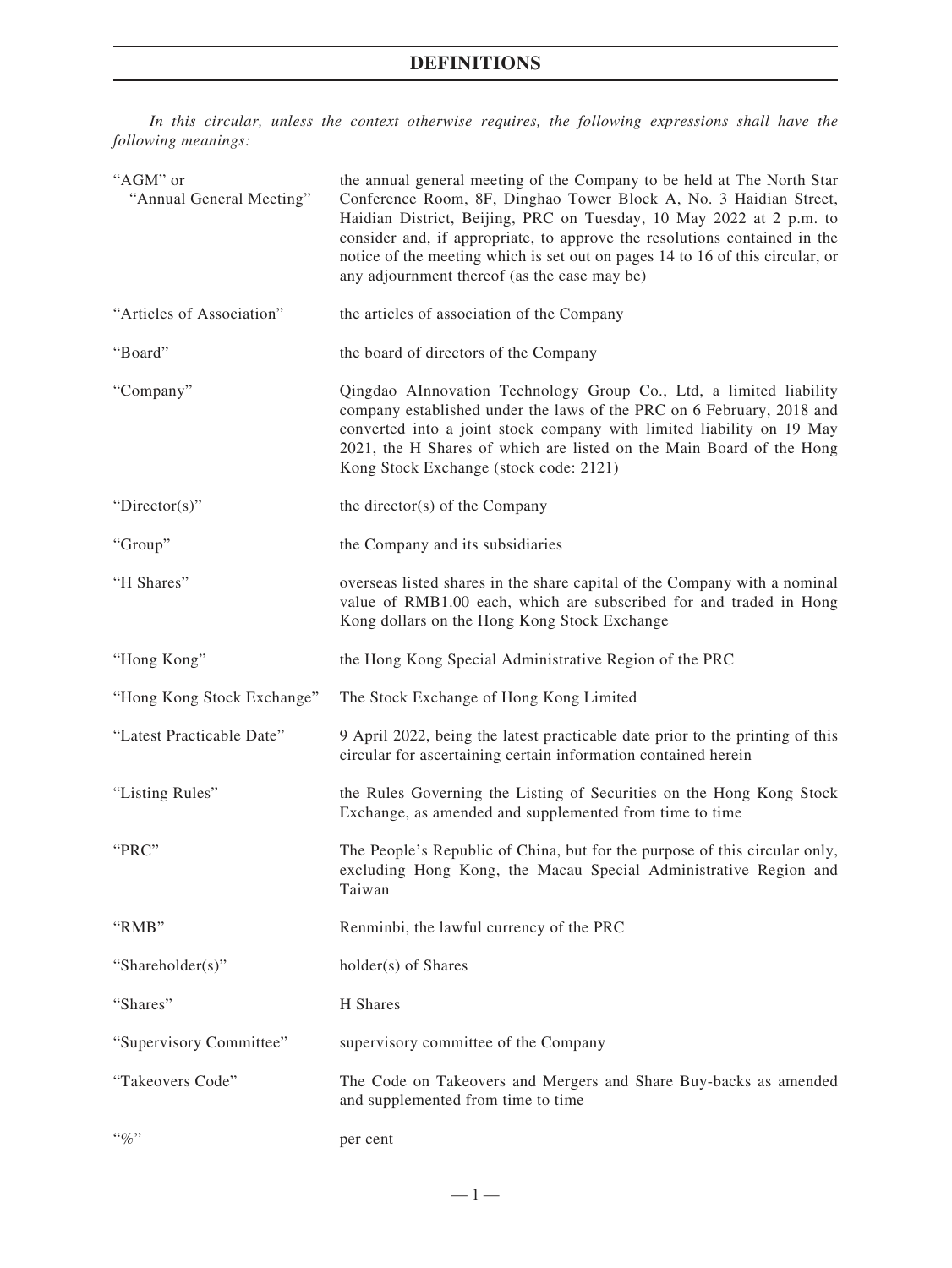# DEFINITIONS

*In this circular, unless the context otherwise requires, the following expressions shall have the following meanings:*

| | |
|---|---|
| "AGM" or "Annual General Meeting" | the annual general meeting of the Company to be held at The North Star Conference Room, 8F, Dinghao Tower Block A, No. 3 Haidian Street, Haidian District, Beijing, PRC on Tuesday, 10 May 2022 at 2 p.m. to consider and, if appropriate, to approve the resolutions contained in the notice of the meeting which is set out on pages 14 to 16 of this circular, or any adjournment thereof (as the case may be) |
| "Articles of Association" | the articles of association of the Company |
| "Board" | the board of directors of the Company |
| "Company" | Qingdao AInnovation Technology Group Co., Ltd, a limited liability company established under the laws of the PRC on 6 February, 2018 and converted into a joint stock company with limited liability on 19 May 2021, the H Shares of which are listed on the Main Board of the Hong Kong Stock Exchange (stock code: 2121) |
| "Director(s)" | the director(s) of the Company |
| "Group" | the Company and its subsidiaries |
| "H Shares" | overseas listed shares in the share capital of the Company with a nominal value of RMB1.00 each, which are subscribed for and traded in Hong Kong dollars on the Hong Kong Stock Exchange |
| "Hong Kong" | the Hong Kong Special Administrative Region of the PRC |
| "Hong Kong Stock Exchange" | The Stock Exchange of Hong Kong Limited |
| "Latest Practicable Date" | 9 April 2022, being the latest practicable date prior to the printing of this circular for ascertaining certain information contained herein |
| "Listing Rules" | the Rules Governing the Listing of Securities on the Hong Kong Stock Exchange, as amended and supplemented from time to time |
| "PRC" | The People's Republic of China, but for the purpose of this circular only, excluding Hong Kong, the Macau Special Administrative Region and Taiwan |
| "RMB" | Renminbi, the lawful currency of the PRC |
| "Shareholder(s)" | holder(s) of Shares |
| "Shares" | H Shares |
| "Supervisory Committee" | supervisory committee of the Company |
| "Takeovers Code" | The Code on Takeovers and Mergers and Share Buy-backs as amended and supplemented from time to time |
| "%" | per cent |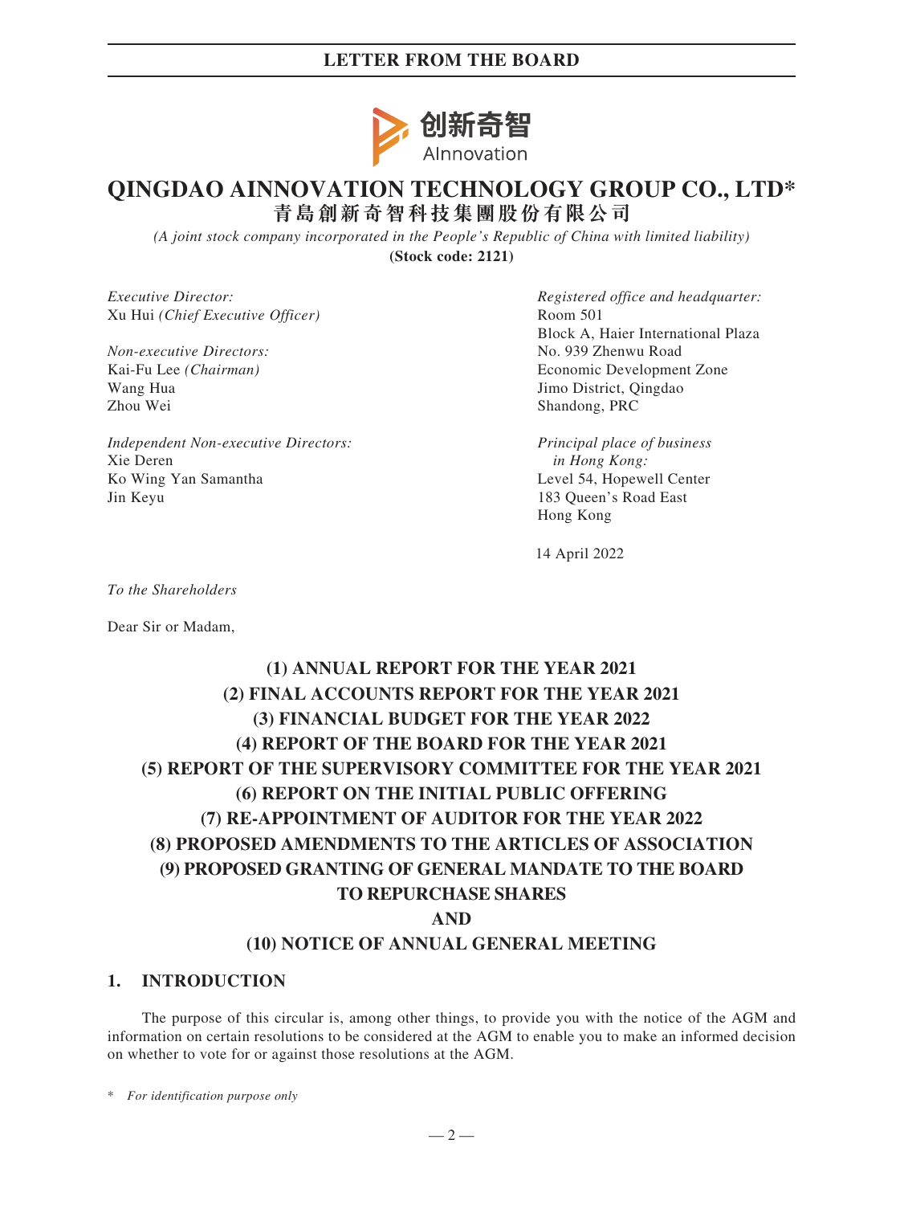# QINGDAO AINNOVATION TECHNOLOGY GROUP CO., LTD*
# 青島創新奇智科技集團股份有限公司

*(A joint stock company incorporated in the People's Republic of China with limited liability)*
**(Stock code: 2121)**

*Executive Director:*
Xu Hui *(Chief Executive Officer)*

*Non-executive Directors:*
Kai-Fu Lee *(Chairman)*
Wang Hua
Zhou Wei

*Independent Non-executive Directors:*
Xie Deren
Ko Wing Yan Samantha
Jin Keyu

*Registered office and headquarter:*
Room 501
Block A, Haier International Plaza
No. 939 Zhenwu Road
Economic Development Zone
Jimo District, Qingdao
Shandong, PRC

*Principal place of business in Hong Kong:*
Level 54, Hopewell Center
183 Queen's Road East
Hong Kong

14 April 2022

*To the Shareholders*

Dear Sir or Madam,

**(1) ANNUAL REPORT FOR THE YEAR 2021**
**(2) FINAL ACCOUNTS REPORT FOR THE YEAR 2021**
**(3) FINANCIAL BUDGET FOR THE YEAR 2022**
**(4) REPORT OF THE BOARD FOR THE YEAR 2021**
**(5) REPORT OF THE SUPERVISORY COMMITTEE FOR THE YEAR 2021**
**(6) REPORT ON THE INITIAL PUBLIC OFFERING**
**(7) RE-APPOINTMENT OF AUDITOR FOR THE YEAR 2022**
**(8) PROPOSED AMENDMENTS TO THE ARTICLES OF ASSOCIATION**
**(9) PROPOSED GRANTING OF GENERAL MANDATE TO THE BOARD TO REPURCHASE SHARES**
**AND**
**(10) NOTICE OF ANNUAL GENERAL MEETING**

## 1. INTRODUCTION

The purpose of this circular is, among other things, to provide you with the notice of the AGM and information on certain resolutions to be considered at the AGM to enable you to make an informed decision on whether to vote for or against those resolutions at the AGM.

\* *For identification purpose only*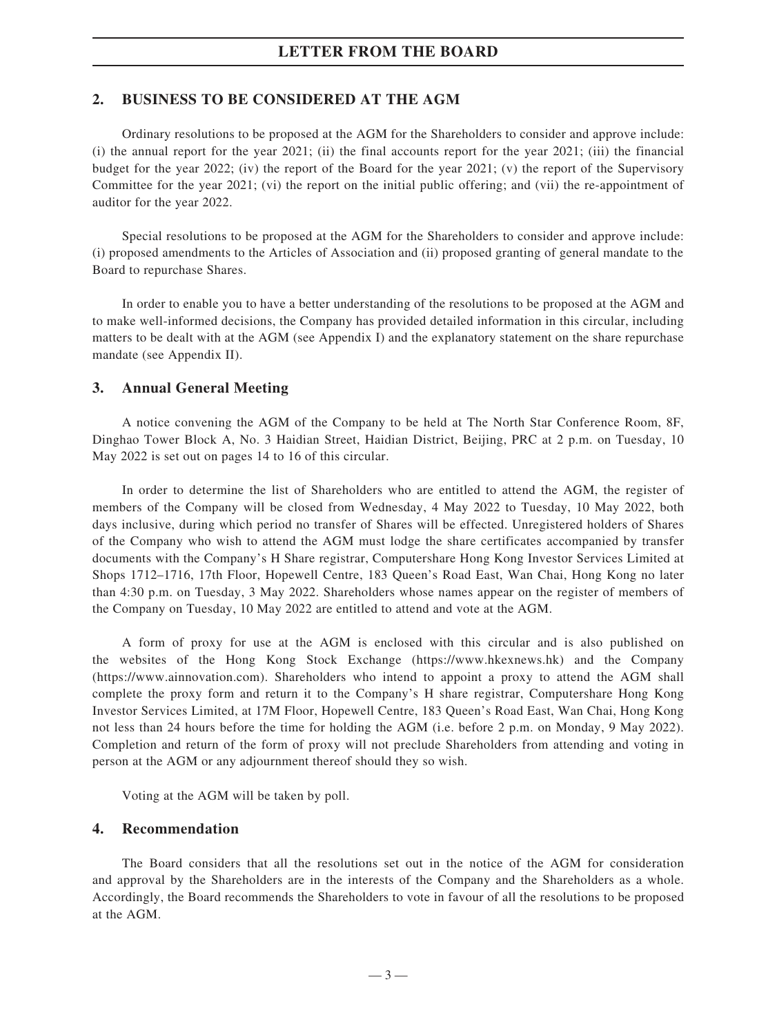## 2. BUSINESS TO BE CONSIDERED AT THE AGM

Ordinary resolutions to be proposed at the AGM for the Shareholders to consider and approve include: (i) the annual report for the year 2021; (ii) the final accounts report for the year 2021; (iii) the financial budget for the year 2022; (iv) the report of the Board for the year 2021; (v) the report of the Supervisory Committee for the year 2021; (vi) the report on the initial public offering; and (vii) the re-appointment of auditor for the year 2022.

Special resolutions to be proposed at the AGM for the Shareholders to consider and approve include: (i) proposed amendments to the Articles of Association and (ii) proposed granting of general mandate to the Board to repurchase Shares.

In order to enable you to have a better understanding of the resolutions to be proposed at the AGM and to make well-informed decisions, the Company has provided detailed information in this circular, including matters to be dealt with at the AGM (see Appendix I) and the explanatory statement on the share repurchase mandate (see Appendix II).

## 3. Annual General Meeting

A notice convening the AGM of the Company to be held at The North Star Conference Room, 8F, Dinghao Tower Block A, No. 3 Haidian Street, Haidian District, Beijing, PRC at 2 p.m. on Tuesday, 10 May 2022 is set out on pages 14 to 16 of this circular.

In order to determine the list of Shareholders who are entitled to attend the AGM, the register of members of the Company will be closed from Wednesday, 4 May 2022 to Tuesday, 10 May 2022, both days inclusive, during which period no transfer of Shares will be effected. Unregistered holders of Shares of the Company who wish to attend the AGM must lodge the share certificates accompanied by transfer documents with the Company's H Share registrar, Computershare Hong Kong Investor Services Limited at Shops 1712–1716, 17th Floor, Hopewell Centre, 183 Queen's Road East, Wan Chai, Hong Kong no later than 4:30 p.m. on Tuesday, 3 May 2022. Shareholders whose names appear on the register of members of the Company on Tuesday, 10 May 2022 are entitled to attend and vote at the AGM.

A form of proxy for use at the AGM is enclosed with this circular and is also published on the websites of the Hong Kong Stock Exchange (https://www.hkexnews.hk) and the Company (https://www.ainnovation.com). Shareholders who intend to appoint a proxy to attend the AGM shall complete the proxy form and return it to the Company's H share registrar, Computershare Hong Kong Investor Services Limited, at 17M Floor, Hopewell Centre, 183 Queen's Road East, Wan Chai, Hong Kong not less than 24 hours before the time for holding the AGM (i.e. before 2 p.m. on Monday, 9 May 2022). Completion and return of the form of proxy will not preclude Shareholders from attending and voting in person at the AGM or any adjournment thereof should they so wish.

Voting at the AGM will be taken by poll.

## 4. Recommendation

The Board considers that all the resolutions set out in the notice of the AGM for consideration and approval by the Shareholders are in the interests of the Company and the Shareholders as a whole. Accordingly, the Board recommends the Shareholders to vote in favour of all the resolutions to be proposed at the AGM.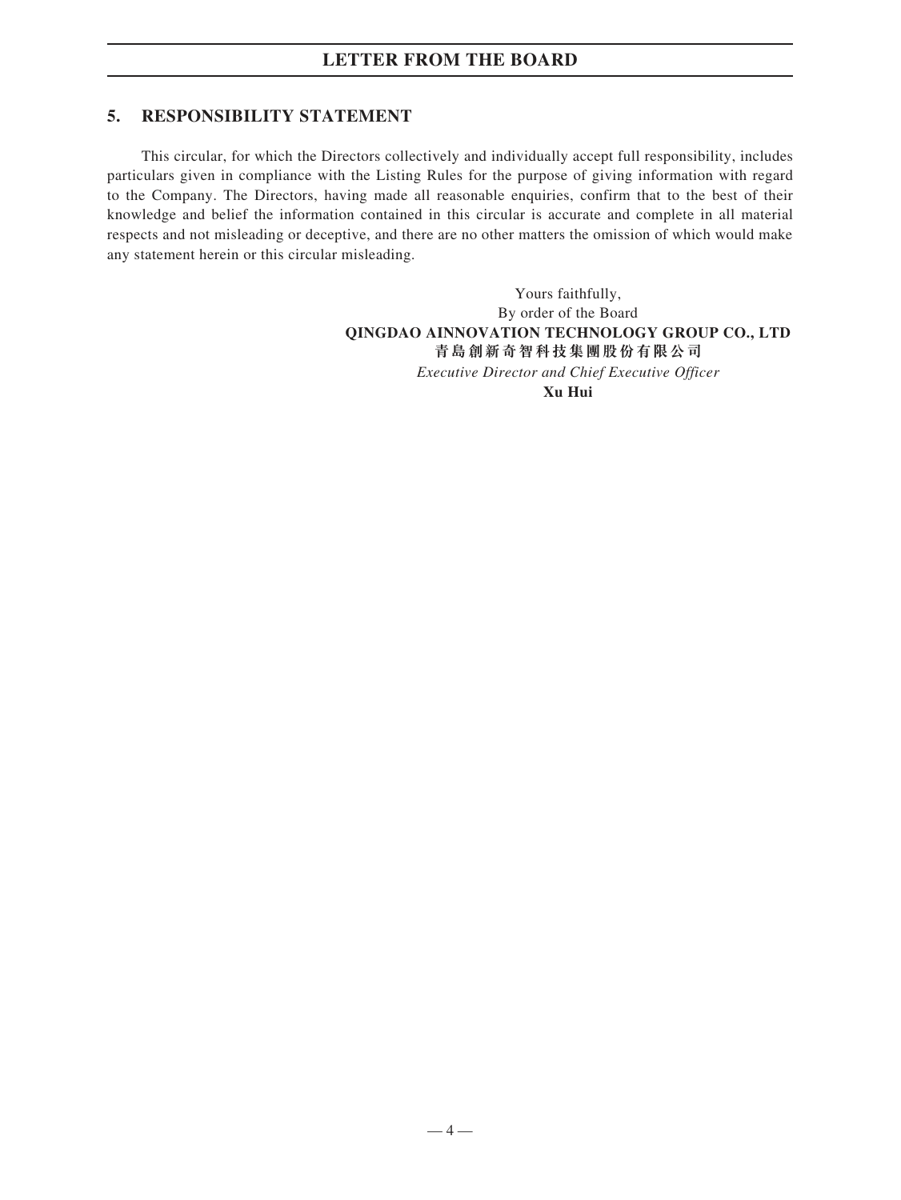## 5. RESPONSIBILITY STATEMENT

This circular, for which the Directors collectively and individually accept full responsibility, includes particulars given in compliance with the Listing Rules for the purpose of giving information with regard to the Company. The Directors, having made all reasonable enquiries, confirm that to the best of their knowledge and belief the information contained in this circular is accurate and complete in all material respects and not misleading or deceptive, and there are no other matters the omission of which would make any statement herein or this circular misleading.

Yours faithfully,
By order of the Board
**QINGDAO AINNOVATION TECHNOLOGY GROUP CO., LTD**
**青島創新奇智科技集團股份有限公司**
*Executive Director and Chief Executive Officer*
**Xu Hui**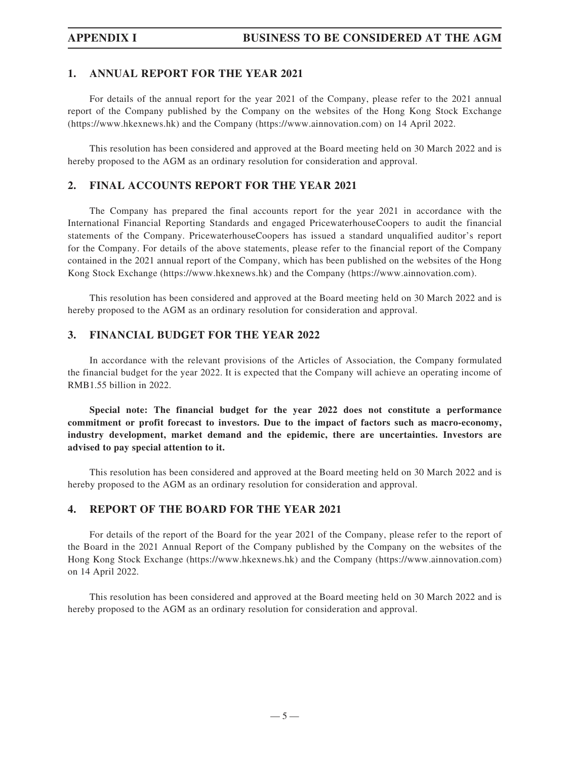## 1. ANNUAL REPORT FOR THE YEAR 2021

For details of the annual report for the year 2021 of the Company, please refer to the 2021 annual report of the Company published by the Company on the websites of the Hong Kong Stock Exchange (https://www.hkexnews.hk) and the Company (https://www.ainnovation.com) on 14 April 2022.

This resolution has been considered and approved at the Board meeting held on 30 March 2022 and is hereby proposed to the AGM as an ordinary resolution for consideration and approval.

## 2. FINAL ACCOUNTS REPORT FOR THE YEAR 2021

The Company has prepared the final accounts report for the year 2021 in accordance with the International Financial Reporting Standards and engaged PricewaterhouseCoopers to audit the financial statements of the Company. PricewaterhouseCoopers has issued a standard unqualified auditor's report for the Company. For details of the above statements, please refer to the financial report of the Company contained in the 2021 annual report of the Company, which has been published on the websites of the Hong Kong Stock Exchange (https://www.hkexnews.hk) and the Company (https://www.ainnovation.com).

This resolution has been considered and approved at the Board meeting held on 30 March 2022 and is hereby proposed to the AGM as an ordinary resolution for consideration and approval.

## 3. FINANCIAL BUDGET FOR THE YEAR 2022

In accordance with the relevant provisions of the Articles of Association, the Company formulated the financial budget for the year 2022. It is expected that the Company will achieve an operating income of RMB1.55 billion in 2022.

**Special note: The financial budget for the year 2022 does not constitute a performance commitment or profit forecast to investors. Due to the impact of factors such as macro-economy, industry development, market demand and the epidemic, there are uncertainties. Investors are advised to pay special attention to it.**

This resolution has been considered and approved at the Board meeting held on 30 March 2022 and is hereby proposed to the AGM as an ordinary resolution for consideration and approval.

## 4. REPORT OF THE BOARD FOR THE YEAR 2021

For details of the report of the Board for the year 2021 of the Company, please refer to the report of the Board in the 2021 Annual Report of the Company published by the Company on the websites of the Hong Kong Stock Exchange (https://www.hkexnews.hk) and the Company (https://www.ainnovation.com) on 14 April 2022.

This resolution has been considered and approved at the Board meeting held on 30 March 2022 and is hereby proposed to the AGM as an ordinary resolution for consideration and approval.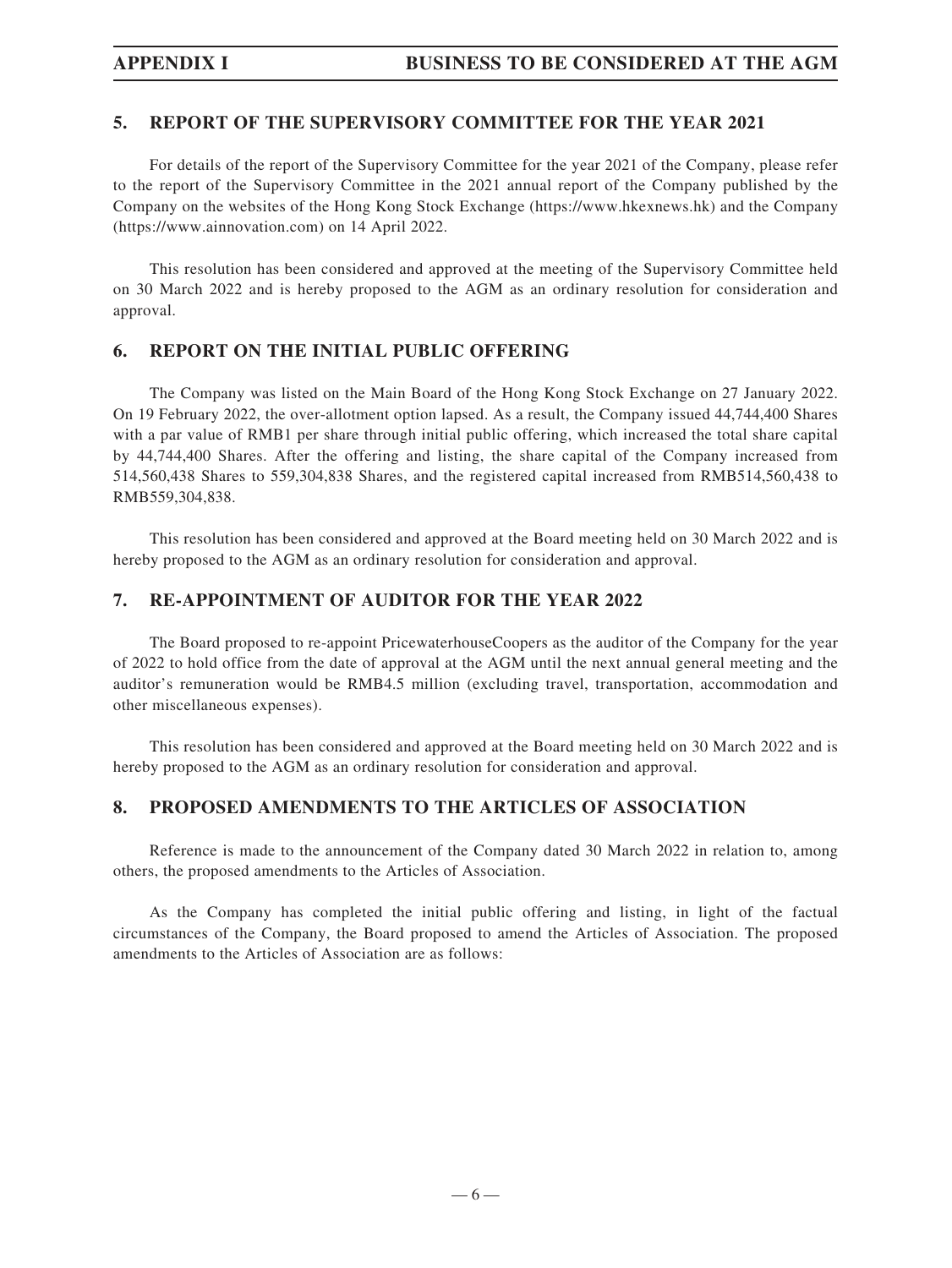## 5. REPORT OF THE SUPERVISORY COMMITTEE FOR THE YEAR 2021

For details of the report of the Supervisory Committee for the year 2021 of the Company, please refer to the report of the Supervisory Committee in the 2021 annual report of the Company published by the Company on the websites of the Hong Kong Stock Exchange (https://www.hkexnews.hk) and the Company (https://www.ainnovation.com) on 14 April 2022.

This resolution has been considered and approved at the meeting of the Supervisory Committee held on 30 March 2022 and is hereby proposed to the AGM as an ordinary resolution for consideration and approval.

## 6. REPORT ON THE INITIAL PUBLIC OFFERING

The Company was listed on the Main Board of the Hong Kong Stock Exchange on 27 January 2022. On 19 February 2022, the over-allotment option lapsed. As a result, the Company issued 44,744,400 Shares with a par value of RMB1 per share through initial public offering, which increased the total share capital by 44,744,400 Shares. After the offering and listing, the share capital of the Company increased from 514,560,438 Shares to 559,304,838 Shares, and the registered capital increased from RMB514,560,438 to RMB559,304,838.

This resolution has been considered and approved at the Board meeting held on 30 March 2022 and is hereby proposed to the AGM as an ordinary resolution for consideration and approval.

## 7. RE-APPOINTMENT OF AUDITOR FOR THE YEAR 2022

The Board proposed to re-appoint PricewaterhouseCoopers as the auditor of the Company for the year of 2022 to hold office from the date of approval at the AGM until the next annual general meeting and the auditor's remuneration would be RMB4.5 million (excluding travel, transportation, accommodation and other miscellaneous expenses).

This resolution has been considered and approved at the Board meeting held on 30 March 2022 and is hereby proposed to the AGM as an ordinary resolution for consideration and approval.

## 8. PROPOSED AMENDMENTS TO THE ARTICLES OF ASSOCIATION

Reference is made to the announcement of the Company dated 30 March 2022 in relation to, among others, the proposed amendments to the Articles of Association.

As the Company has completed the initial public offering and listing, in light of the factual circumstances of the Company, the Board proposed to amend the Articles of Association. The proposed amendments to the Articles of Association are as follows: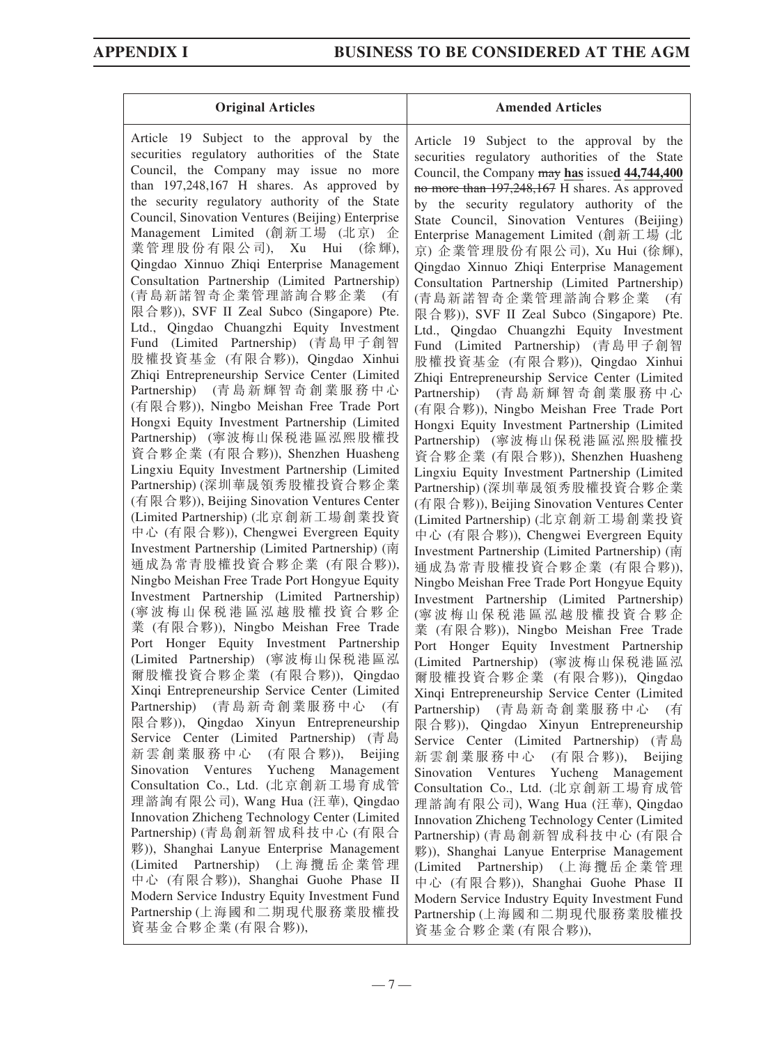| Original Articles | Amended Articles |
| --- | --- |
| Article 19 Subject to the approval by the securities regulatory authorities of the State Council, the Company may issue no more than 197,248,167 H shares. As approved by the security regulatory authority of the State Council, Sinovation Ventures (Beijing) Enterprise Management Limited (創新工場(北京)企業管理股份有限公司), Xu Hui (徐輝), Qingdao Xinnuo Zhiqi Enterprise Management Consultation Partnership (Limited Partnership) (青島新諾智奇企業管理諮詢合夥企業(有限合夥)), SVF II Zeal Subco (Singapore) Pte. Ltd., Qingdao Chuangzhi Equity Investment Fund (Limited Partnership) (青島甲子創智股權投資基金(有限合夥)), Qingdao Xinhui Zhiqi Entrepreneurship Service Center (Limited Partnership) (青島新輝智奇創業服務中心(有限合夥)), Ningbo Meishan Free Trade Port Hongxi Equity Investment Partnership (Limited Partnership) (寧波梅山保税港區泓熙股權投資合夥企業(有限合夥)), Shenzhen Huasheng Lingxiu Equity Investment Partnership (Limited Partnership) (深圳華晟領秀股權投資合夥企業(有限合夥)), Beijing Sinovation Ventures Center (Limited Partnership) (北京創新工場創業投資中心(有限合夥)), Chengwei Evergreen Equity Investment Partnership (Limited Partnership) (南通成為常青股權投資合夥企業(有限合夥)), Ningbo Meishan Free Trade Port Hongyue Equity Investment Partnership (Limited Partnership) (寧波梅山保税港區泓越股權投資合夥企業(有限合夥)), Ningbo Meishan Free Trade Port Honger Equity Investment Partnership (Limited Partnership) (寧波梅山保税港區泓爾股權投資合夥企業(有限合夥)), Qingdao Xinqi Entrepreneurship Service Center (Limited Partnership) (青島新奇創業服務中心(有限合夥)), Qingdao Xinyun Entrepreneurship Service Center (Limited Partnership) (青島新雲創業服務中心(有限合夥)), Beijing Sinovation Ventures Yucheng Management Consultation Co., Ltd. (北京創新工場育成管理諮詢有限公司), Wang Hua (汪華), Qingdao Innovation Zhicheng Technology Center (Limited Partnership) (青島創新智成科技中心(有限合夥)), Shanghai Lanyue Enterprise Management (Limited Partnership) (上海攬岳企業管理中心(有限合夥)), Shanghai Guohe Phase II Modern Service Industry Equity Investment Fund Partnership (上海國和二期現代服務業股權投資基金合夥企業(有限合夥)), | Article 19 Subject to the approval by the securities regulatory authorities of the State Council, the Company ~~may~~ **has** issue**d** **44,744,400** ~~no more than 197,248,167~~ H shares. As approved by the security regulatory authority of the State Council, Sinovation Ventures (Beijing) Enterprise Management Limited (創新工場(北京)企業管理股份有限公司), Xu Hui (徐輝), Qingdao Xinnuo Zhiqi Enterprise Management Consultation Partnership (Limited Partnership) (青島新諾智奇企業管理諮詢合夥企業(有限合夥)), SVF II Zeal Subco (Singapore) Pte. Ltd., Qingdao Chuangzhi Equity Investment Fund (Limited Partnership) (青島甲子創智股權投資基金(有限合夥)), Qingdao Xinhui Zhiqi Entrepreneurship Service Center (Limited Partnership) (青島新輝智奇創業服務中心(有限合夥)), Ningbo Meishan Free Trade Port Hongxi Equity Investment Partnership (Limited Partnership) (寧波梅山保税港區泓熙股權投資合夥企業(有限合夥)), Shenzhen Huasheng Lingxiu Equity Investment Partnership (Limited Partnership) (深圳華晟領秀股權投資合夥企業(有限合夥)), Beijing Sinovation Ventures Center (Limited Partnership) (北京創新工場創業投資中心(有限合夥)), Chengwei Evergreen Equity Investment Partnership (Limited Partnership) (南通成為常青股權投資合夥企業(有限合夥)), Ningbo Meishan Free Trade Port Hongyue Equity Investment Partnership (Limited Partnership) (寧波梅山保税港區泓越股權投資合夥企業(有限合夥)), Ningbo Meishan Free Trade Port Honger Equity Investment Partnership (Limited Partnership) (寧波梅山保税港區泓爾股權投資合夥企業(有限合夥)), Qingdao Xinqi Entrepreneurship Service Center (Limited Partnership) (青島新奇創業服務中心(有限合夥)), Qingdao Xinyun Entrepreneurship Service Center (Limited Partnership) (青島新雲創業服務中心(有限合夥)), Beijing Sinovation Ventures Yucheng Management Consultation Co., Ltd. (北京創新工場育成管理諮詢有限公司), Wang Hua (汪華), Qingdao Innovation Zhicheng Technology Center (Limited Partnership) (青島創新智成科技中心(有限合夥)), Shanghai Lanyue Enterprise Management (Limited Partnership) (上海攬岳企業管理中心(有限合夥)), Shanghai Guohe Phase II Modern Service Industry Equity Investment Fund Partnership (上海國和二期現代服務業股權投資基金合夥企業(有限合夥)), |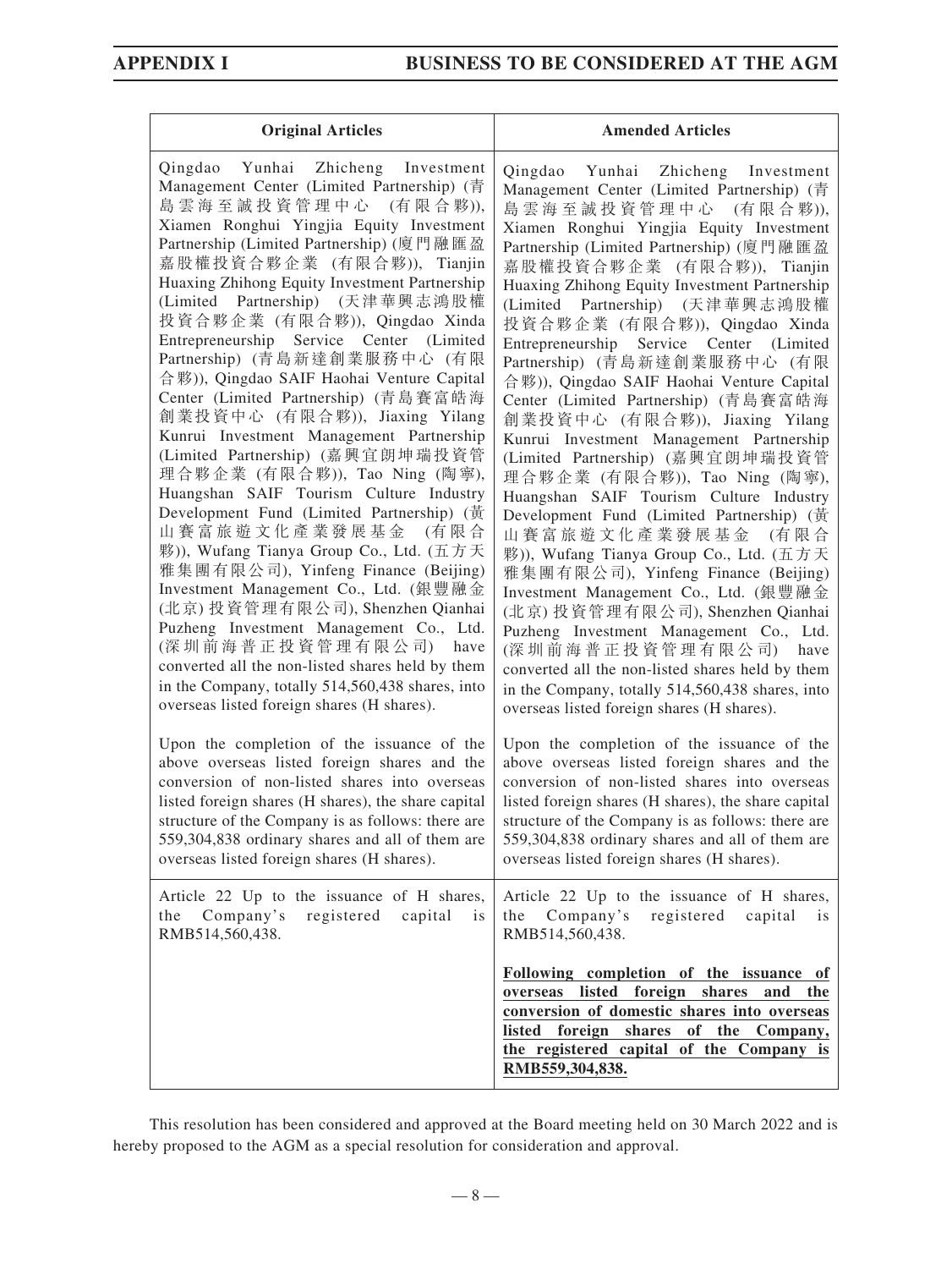| Original Articles | Amended Articles |
| --- | --- |
| Qingdao Yunhai Zhicheng Investment Management Center (Limited Partnership) (青島雲海至誠投資管理中心 (有限合夥)), Xiamen Ronghui Yingjia Equity Investment Partnership (Limited Partnership) (廈門融匯盈嘉股權投資合夥企業 (有限合夥)), Tianjin Huaxing Zhihong Equity Investment Partnership (Limited Partnership) (天津華興志鴻股權投資合夥企業 (有限合夥)), Qingdao Xinda Entrepreneurship Service Center (Limited Partnership) (青島新達創業服務中心 (有限合夥)), Qingdao SAIF Haohai Venture Capital Center (Limited Partnership) (青島賽富皓海創業投資中心 (有限合夥)), Jiaxing Yilang Kunrui Investment Management Partnership (Limited Partnership) (嘉興宜朗坤瑞投資管理合夥企業 (有限合夥)), Tao Ning (陶寧), Huangshan SAIF Tourism Culture Industry Development Fund (Limited Partnership) (黃山賽富旅遊文化產業發展基金 (有限合夥)), Wufang Tianya Group Co., Ltd. (五方天雅集團有限公司), Yinfeng Finance (Beijing) Investment Management Co., Ltd. (銀豐融金(北京) 投資管理有限公司), Shenzhen Qianhai Puzheng Investment Management Co., Ltd. (深圳前海普正投資管理有限公司) have converted all the non-listed shares held by them in the Company, totally 514,560,438 shares, into overseas listed foreign shares (H shares).<br><br>Upon the completion of the issuance of the above overseas listed foreign shares and the conversion of non-listed shares into overseas listed foreign shares (H shares), the share capital structure of the Company is as follows: there are 559,304,838 ordinary shares and all of them are overseas listed foreign shares (H shares). | Qingdao Yunhai Zhicheng Investment Management Center (Limited Partnership) (青島雲海至誠投資管理中心 (有限合夥)), Xiamen Ronghui Yingjia Equity Investment Partnership (Limited Partnership) (廈門融匯盈嘉股權投資合夥企業 (有限合夥)), Tianjin Huaxing Zhihong Equity Investment Partnership (Limited Partnership) (天津華興志鴻股權投資合夥企業 (有限合夥)), Qingdao Xinda Entrepreneurship Service Center (Limited Partnership) (青島新達創業服務中心 (有限合夥)), Qingdao SAIF Haohai Venture Capital Center (Limited Partnership) (青島賽富皓海創業投資中心 (有限合夥)), Jiaxing Yilang Kunrui Investment Management Partnership (Limited Partnership) (嘉興宜朗坤瑞投資管理合夥企業 (有限合夥)), Tao Ning (陶寧), Huangshan SAIF Tourism Culture Industry Development Fund (Limited Partnership) (黃山賽富旅遊文化產業發展基金 (有限合夥)), Wufang Tianya Group Co., Ltd. (五方天雅集團有限公司), Yinfeng Finance (Beijing) Investment Management Co., Ltd. (銀豐融金(北京) 投資管理有限公司), Shenzhen Qianhai Puzheng Investment Management Co., Ltd. (深圳前海普正投資管理有限公司) have converted all the non-listed shares held by them in the Company, totally 514,560,438 shares, into overseas listed foreign shares (H shares).<br><br>Upon the completion of the issuance of the above overseas listed foreign shares and the conversion of non-listed shares into overseas listed foreign shares (H shares), the share capital structure of the Company is as follows: there are 559,304,838 ordinary shares and all of them are overseas listed foreign shares (H shares). |
| Article 22 Up to the issuance of H shares, the Company's registered capital is RMB514,560,438. | Article 22 Up to the issuance of H shares, the Company's registered capital is RMB514,560,438.<br><br>**Following completion of the issuance of overseas listed foreign shares and the conversion of domestic shares into overseas listed foreign shares of the Company, the registered capital of the Company is RMB559,304,838.** |

This resolution has been considered and approved at the Board meeting held on 30 March 2022 and is hereby proposed to the AGM as a special resolution for consideration and approval.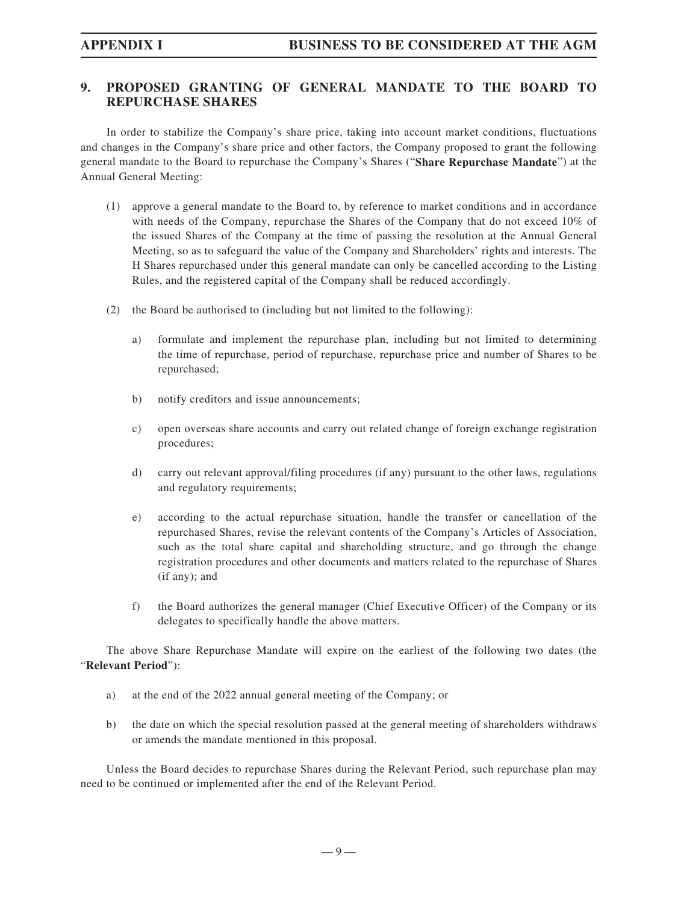## 9. PROPOSED GRANTING OF GENERAL MANDATE TO THE BOARD TO REPURCHASE SHARES

In order to stabilize the Company's share price, taking into account market conditions, fluctuations and changes in the Company's share price and other factors, the Company proposed to grant the following general mandate to the Board to repurchase the Company's Shares ("**Share Repurchase Mandate**") at the Annual General Meeting:

(1) approve a general mandate to the Board to, by reference to market conditions and in accordance with needs of the Company, repurchase the Shares of the Company that do not exceed 10% of the issued Shares of the Company at the time of passing the resolution at the Annual General Meeting, so as to safeguard the value of the Company and Shareholders' rights and interests. The H Shares repurchased under this general mandate can only be cancelled according to the Listing Rules, and the registered capital of the Company shall be reduced accordingly.

(2) the Board be authorised to (including but not limited to the following):

   a) formulate and implement the repurchase plan, including but not limited to determining the time of repurchase, period of repurchase, repurchase price and number of Shares to be repurchased;

   b) notify creditors and issue announcements;

   c) open overseas share accounts and carry out related change of foreign exchange registration procedures;

   d) carry out relevant approval/filing procedures (if any) pursuant to the other laws, regulations and regulatory requirements;

   e) according to the actual repurchase situation, handle the transfer or cancellation of the repurchased Shares, revise the relevant contents of the Company's Articles of Association, such as the total share capital and shareholding structure, and go through the change registration procedures and other documents and matters related to the repurchase of Shares (if any); and

   f) the Board authorizes the general manager (Chief Executive Officer) of the Company or its delegates to specifically handle the above matters.

The above Share Repurchase Mandate will expire on the earliest of the following two dates (the "**Relevant Period**"):

a) at the end of the 2022 annual general meeting of the Company; or

b) the date on which the special resolution passed at the general meeting of shareholders withdraws or amends the mandate mentioned in this proposal.

Unless the Board decides to repurchase Shares during the Relevant Period, such repurchase plan may need to be continued or implemented after the end of the Relevant Period.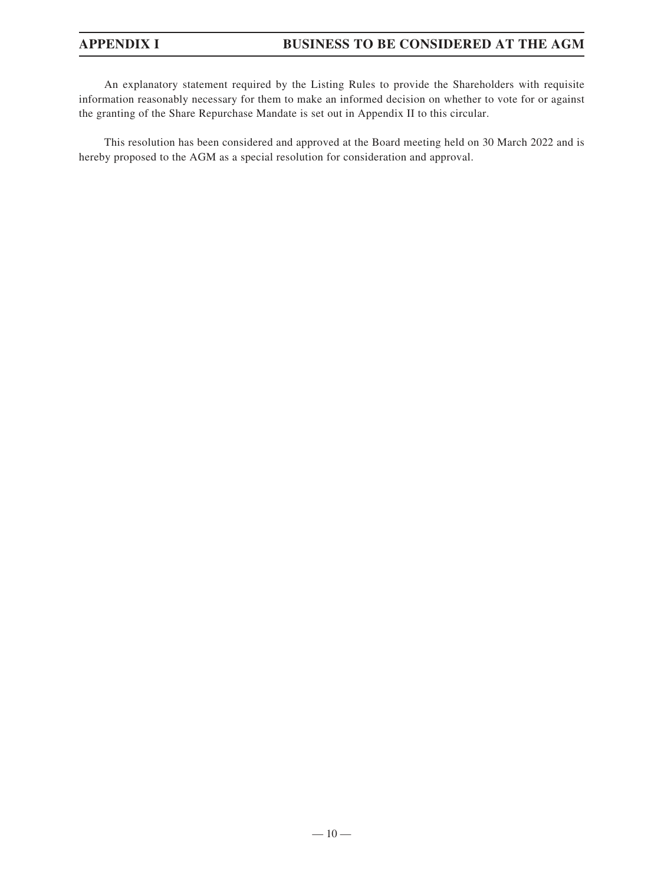An explanatory statement required by the Listing Rules to provide the Shareholders with requisite information reasonably necessary for them to make an informed decision on whether to vote for or against the granting of the Share Repurchase Mandate is set out in Appendix II to this circular.

This resolution has been considered and approved at the Board meeting held on 30 March 2022 and is hereby proposed to the AGM as a special resolution for consideration and approval.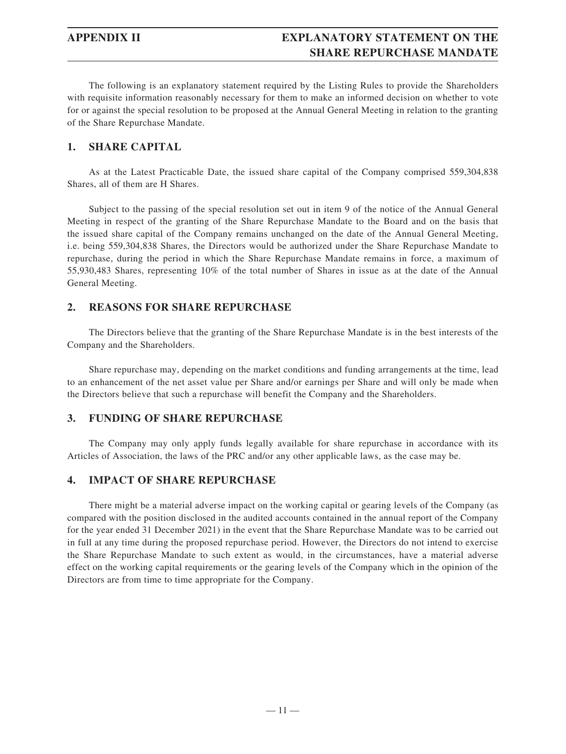The following is an explanatory statement required by the Listing Rules to provide the Shareholders with requisite information reasonably necessary for them to make an informed decision on whether to vote for or against the special resolution to be proposed at the Annual General Meeting in relation to the granting of the Share Repurchase Mandate.

## 1. SHARE CAPITAL

As at the Latest Practicable Date, the issued share capital of the Company comprised 559,304,838 Shares, all of them are H Shares.

Subject to the passing of the special resolution set out in item 9 of the notice of the Annual General Meeting in respect of the granting of the Share Repurchase Mandate to the Board and on the basis that the issued share capital of the Company remains unchanged on the date of the Annual General Meeting, i.e. being 559,304,838 Shares, the Directors would be authorized under the Share Repurchase Mandate to repurchase, during the period in which the Share Repurchase Mandate remains in force, a maximum of 55,930,483 Shares, representing 10% of the total number of Shares in issue as at the date of the Annual General Meeting.

## 2. REASONS FOR SHARE REPURCHASE

The Directors believe that the granting of the Share Repurchase Mandate is in the best interests of the Company and the Shareholders.

Share repurchase may, depending on the market conditions and funding arrangements at the time, lead to an enhancement of the net asset value per Share and/or earnings per Share and will only be made when the Directors believe that such a repurchase will benefit the Company and the Shareholders.

## 3. FUNDING OF SHARE REPURCHASE

The Company may only apply funds legally available for share repurchase in accordance with its Articles of Association, the laws of the PRC and/or any other applicable laws, as the case may be.

## 4. IMPACT OF SHARE REPURCHASE

There might be a material adverse impact on the working capital or gearing levels of the Company (as compared with the position disclosed in the audited accounts contained in the annual report of the Company for the year ended 31 December 2021) in the event that the Share Repurchase Mandate was to be carried out in full at any time during the proposed repurchase period. However, the Directors do not intend to exercise the Share Repurchase Mandate to such extent as would, in the circumstances, have a material adverse effect on the working capital requirements or the gearing levels of the Company which in the opinion of the Directors are from time to time appropriate for the Company.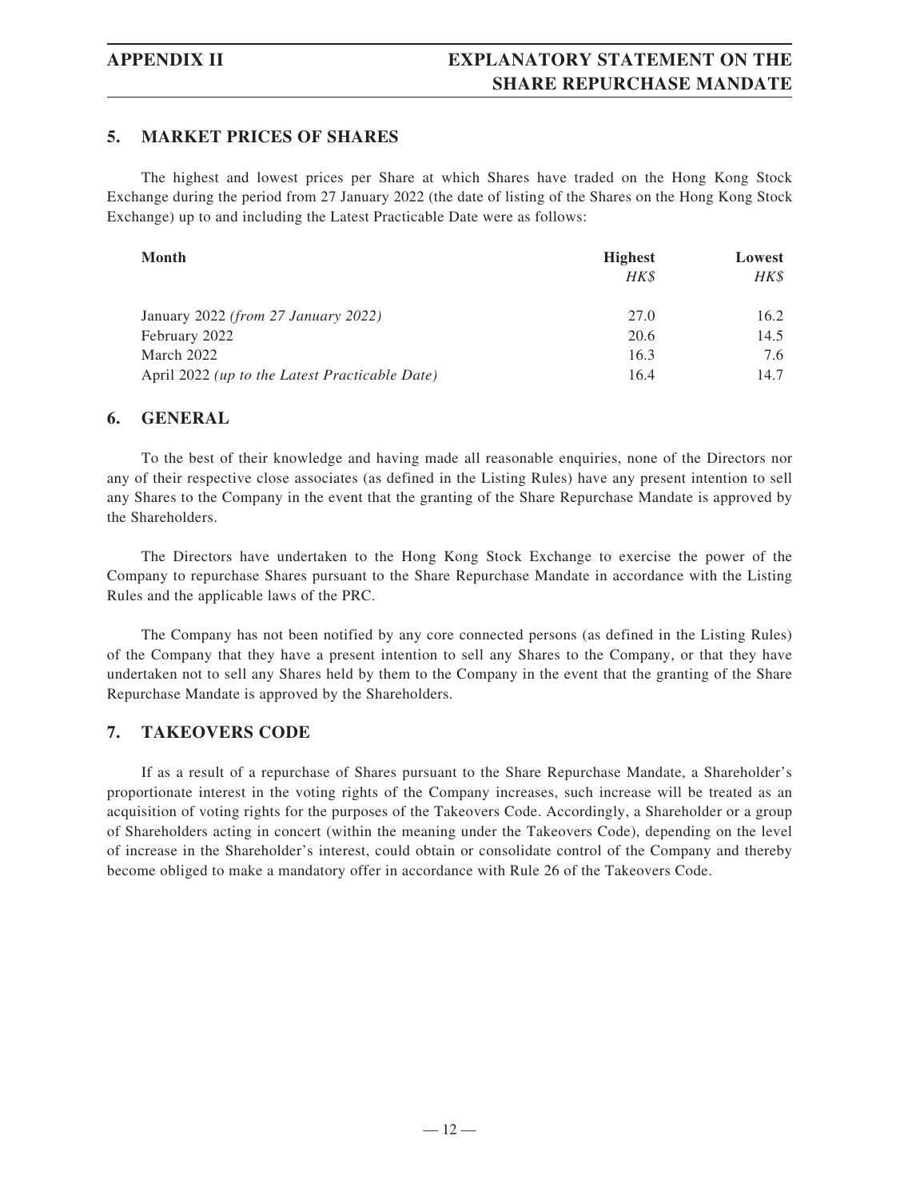## 5. MARKET PRICES OF SHARES

The highest and lowest prices per Share at which Shares have traded on the Hong Kong Stock Exchange during the period from 27 January 2022 (the date of listing of the Shares on the Hong Kong Stock Exchange) up to and including the Latest Practicable Date were as follows:

| Month | Highest *HK$* | Lowest *HK$* |
|---|---|---|
| January 2022 *(from 27 January 2022)* | 27.0 | 16.2 |
| February 2022 | 20.6 | 14.5 |
| March 2022 | 16.3 | 7.6 |
| April 2022 *(up to the Latest Practicable Date)* | 16.4 | 14.7 |

## 6. GENERAL

To the best of their knowledge and having made all reasonable enquiries, none of the Directors nor any of their respective close associates (as defined in the Listing Rules) have any present intention to sell any Shares to the Company in the event that the granting of the Share Repurchase Mandate is approved by the Shareholders.

The Directors have undertaken to the Hong Kong Stock Exchange to exercise the power of the Company to repurchase Shares pursuant to the Share Repurchase Mandate in accordance with the Listing Rules and the applicable laws of the PRC.

The Company has not been notified by any core connected persons (as defined in the Listing Rules) of the Company that they have a present intention to sell any Shares to the Company, or that they have undertaken not to sell any Shares held by them to the Company in the event that the granting of the Share Repurchase Mandate is approved by the Shareholders.

## 7. TAKEOVERS CODE

If as a result of a repurchase of Shares pursuant to the Share Repurchase Mandate, a Shareholder's proportionate interest in the voting rights of the Company increases, such increase will be treated as an acquisition of voting rights for the purposes of the Takeovers Code. Accordingly, a Shareholder or a group of Shareholders acting in concert (within the meaning under the Takeovers Code), depending on the level of increase in the Shareholder's interest, could obtain or consolidate control of the Company and thereby become obliged to make a mandatory offer in accordance with Rule 26 of the Takeovers Code.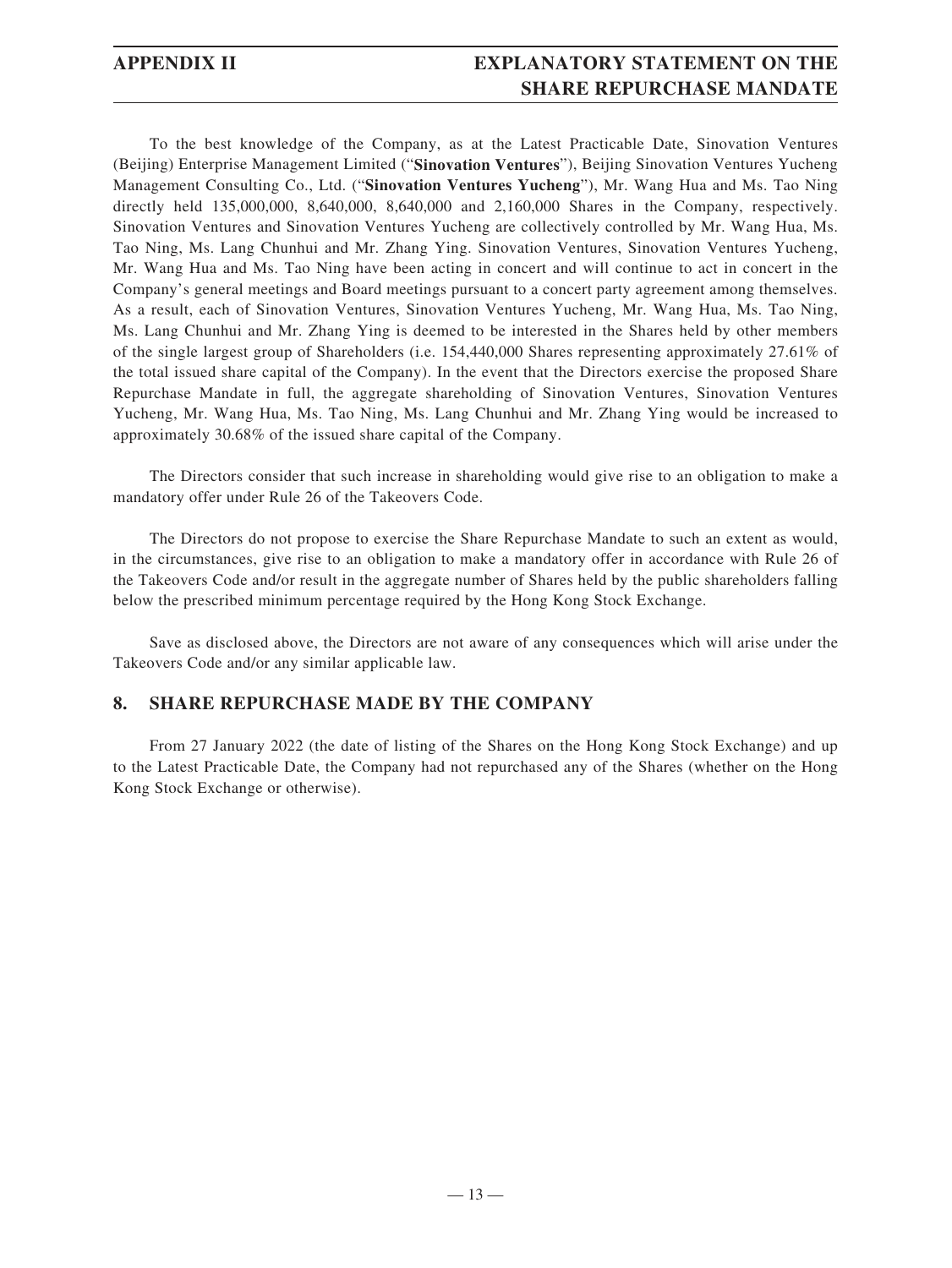To the best knowledge of the Company, as at the Latest Practicable Date, Sinovation Ventures (Beijing) Enterprise Management Limited ("**Sinovation Ventures**"), Beijing Sinovation Ventures Yucheng Management Consulting Co., Ltd. ("**Sinovation Ventures Yucheng**"), Mr. Wang Hua and Ms. Tao Ning directly held 135,000,000, 8,640,000, 8,640,000 and 2,160,000 Shares in the Company, respectively. Sinovation Ventures and Sinovation Ventures Yucheng are collectively controlled by Mr. Wang Hua, Ms. Tao Ning, Ms. Lang Chunhui and Mr. Zhang Ying. Sinovation Ventures, Sinovation Ventures Yucheng, Mr. Wang Hua and Ms. Tao Ning have been acting in concert and will continue to act in concert in the Company's general meetings and Board meetings pursuant to a concert party agreement among themselves. As a result, each of Sinovation Ventures, Sinovation Ventures Yucheng, Mr. Wang Hua, Ms. Tao Ning, Ms. Lang Chunhui and Mr. Zhang Ying is deemed to be interested in the Shares held by other members of the single largest group of Shareholders (i.e. 154,440,000 Shares representing approximately 27.61% of the total issued share capital of the Company). In the event that the Directors exercise the proposed Share Repurchase Mandate in full, the aggregate shareholding of Sinovation Ventures, Sinovation Ventures Yucheng, Mr. Wang Hua, Ms. Tao Ning, Ms. Lang Chunhui and Mr. Zhang Ying would be increased to approximately 30.68% of the issued share capital of the Company.

The Directors consider that such increase in shareholding would give rise to an obligation to make a mandatory offer under Rule 26 of the Takeovers Code.

The Directors do not propose to exercise the Share Repurchase Mandate to such an extent as would, in the circumstances, give rise to an obligation to make a mandatory offer in accordance with Rule 26 of the Takeovers Code and/or result in the aggregate number of Shares held by the public shareholders falling below the prescribed minimum percentage required by the Hong Kong Stock Exchange.

Save as disclosed above, the Directors are not aware of any consequences which will arise under the Takeovers Code and/or any similar applicable law.

## 8. SHARE REPURCHASE MADE BY THE COMPANY

From 27 January 2022 (the date of listing of the Shares on the Hong Kong Stock Exchange) and up to the Latest Practicable Date, the Company had not repurchased any of the Shares (whether on the Hong Kong Stock Exchange or otherwise).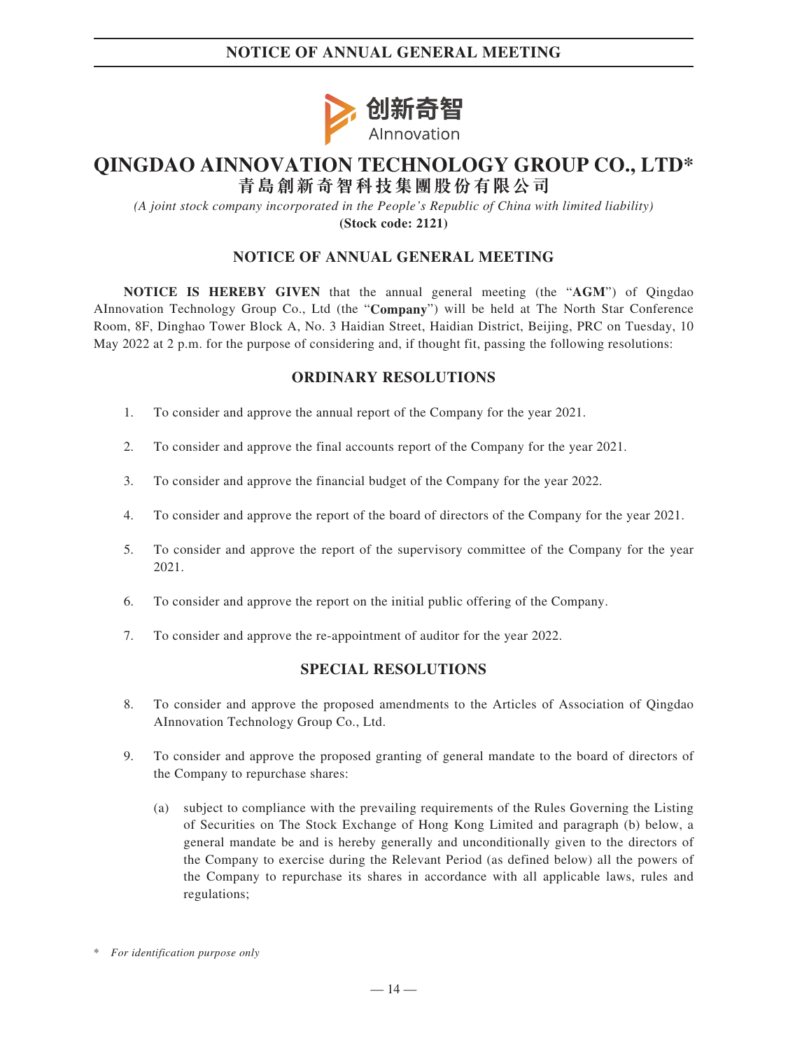# QINGDAO AINNOVATION TECHNOLOGY GROUP CO., LTD*

## 青島創新奇智科技集團股份有限公司

*(A joint stock company incorporated in the People's Republic of China with limited liability)*

**(Stock code: 2121)**

## NOTICE OF ANNUAL GENERAL MEETING

**NOTICE IS HEREBY GIVEN** that the annual general meeting (the "**AGM**") of Qingdao AInnovation Technology Group Co., Ltd (the "**Company**") will be held at The North Star Conference Room, 8F, Dinghao Tower Block A, No. 3 Haidian Street, Haidian District, Beijing, PRC on Tuesday, 10 May 2022 at 2 p.m. for the purpose of considering and, if thought fit, passing the following resolutions:

## ORDINARY RESOLUTIONS

1. To consider and approve the annual report of the Company for the year 2021.

2. To consider and approve the final accounts report of the Company for the year 2021.

3. To consider and approve the financial budget of the Company for the year 2022.

4. To consider and approve the report of the board of directors of the Company for the year 2021.

5. To consider and approve the report of the supervisory committee of the Company for the year 2021.

6. To consider and approve the report on the initial public offering of the Company.

7. To consider and approve the re-appointment of auditor for the year 2022.

## SPECIAL RESOLUTIONS

8. To consider and approve the proposed amendments to the Articles of Association of Qingdao AInnovation Technology Group Co., Ltd.

9. To consider and approve the proposed granting of general mandate to the board of directors of the Company to repurchase shares:

   (a) subject to compliance with the prevailing requirements of the Rules Governing the Listing of Securities on The Stock Exchange of Hong Kong Limited and paragraph (b) below, a general mandate be and is hereby generally and unconditionally given to the directors of the Company to exercise during the Relevant Period (as defined below) all the powers of the Company to repurchase its shares in accordance with all applicable laws, rules and regulations;

\* *For identification purpose only*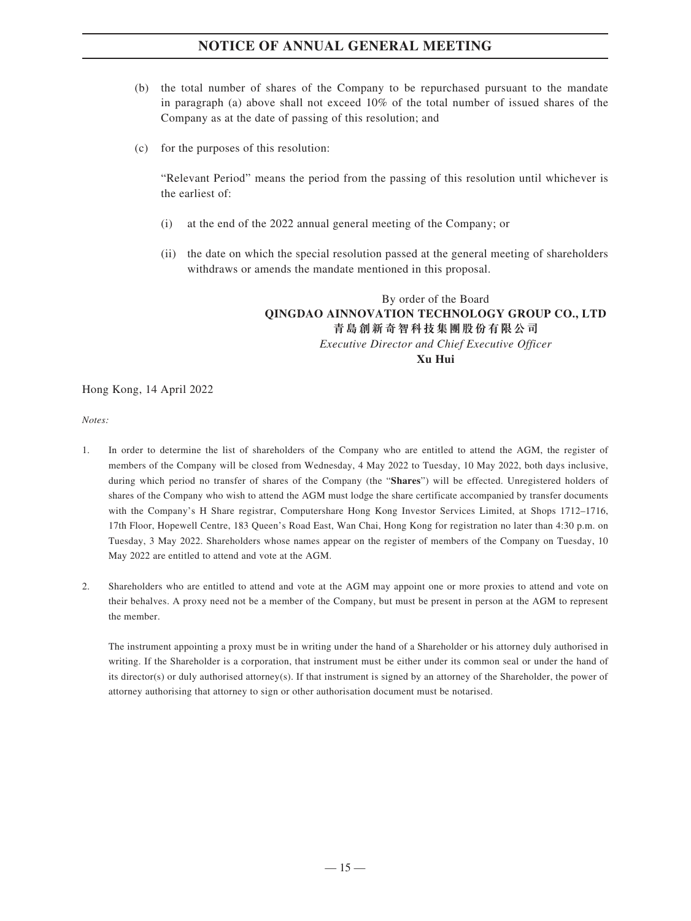(b) the total number of shares of the Company to be repurchased pursuant to the mandate in paragraph (a) above shall not exceed 10% of the total number of issued shares of the Company as at the date of passing of this resolution; and

(c) for the purposes of this resolution:

"Relevant Period" means the period from the passing of this resolution until whichever is the earliest of:

(i) at the end of the 2022 annual general meeting of the Company; or

(ii) the date on which the special resolution passed at the general meeting of shareholders withdraws or amends the mandate mentioned in this proposal.

By order of the Board
**QINGDAO AINNOVATION TECHNOLOGY GROUP CO., LTD**
**青島創新奇智科技集團股份有限公司**
*Executive Director and Chief Executive Officer*
**Xu Hui**

Hong Kong, 14 April 2022

*Notes:*

1. In order to determine the list of shareholders of the Company who are entitled to attend the AGM, the register of members of the Company will be closed from Wednesday, 4 May 2022 to Tuesday, 10 May 2022, both days inclusive, during which period no transfer of shares of the Company (the "**Shares**") will be effected. Unregistered holders of shares of the Company who wish to attend the AGM must lodge the share certificate accompanied by transfer documents with the Company's H Share registrar, Computershare Hong Kong Investor Services Limited, at Shops 1712–1716, 17th Floor, Hopewell Centre, 183 Queen's Road East, Wan Chai, Hong Kong for registration no later than 4:30 p.m. on Tuesday, 3 May 2022. Shareholders whose names appear on the register of members of the Company on Tuesday, 10 May 2022 are entitled to attend and vote at the AGM.

2. Shareholders who are entitled to attend and vote at the AGM may appoint one or more proxies to attend and vote on their behalves. A proxy need not be a member of the Company, but must be present in person at the AGM to represent the member.

   The instrument appointing a proxy must be in writing under the hand of a Shareholder or his attorney duly authorised in writing. If the Shareholder is a corporation, that instrument must be either under its common seal or under the hand of its director(s) or duly authorised attorney(s). If that instrument is signed by an attorney of the Shareholder, the power of attorney authorising that attorney to sign or other authorisation document must be notarised.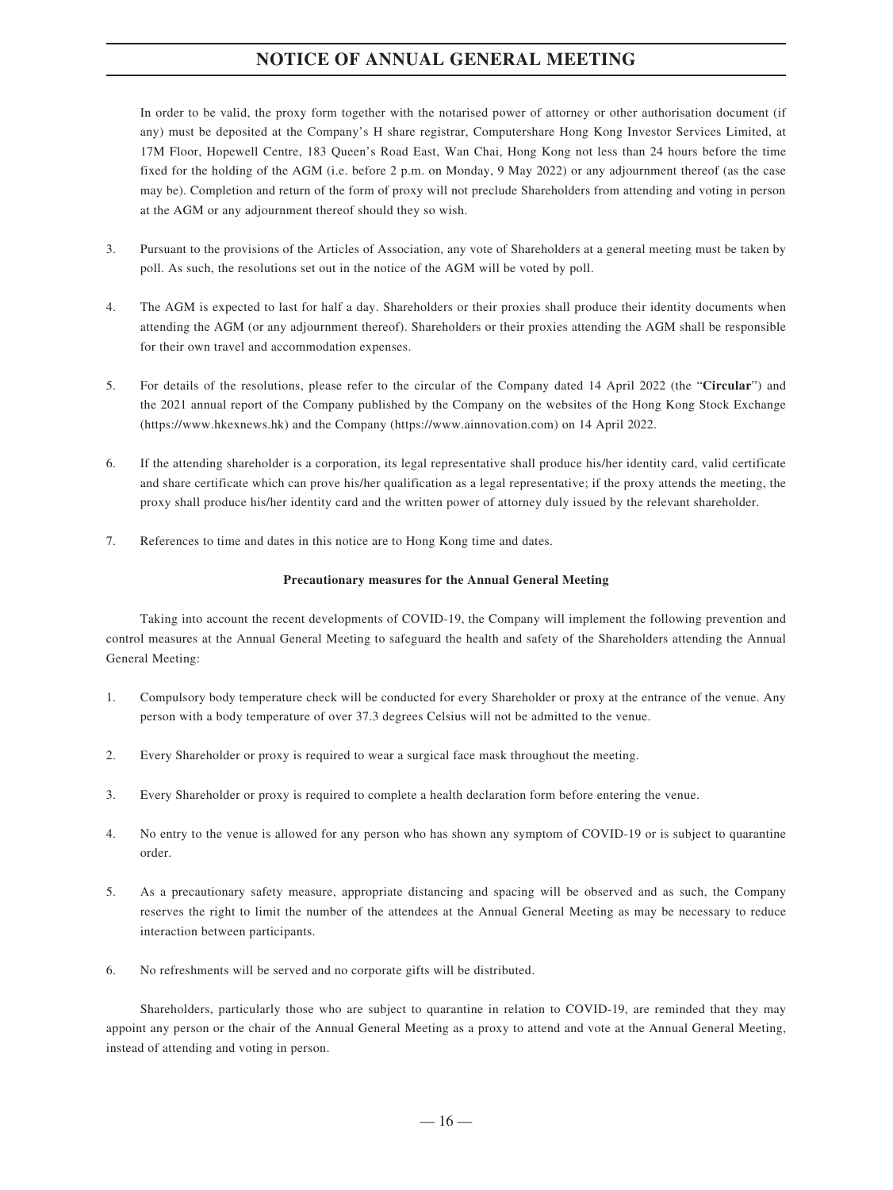In order to be valid, the proxy form together with the notarised power of attorney or other authorisation document (if any) must be deposited at the Company's H share registrar, Computershare Hong Kong Investor Services Limited, at 17M Floor, Hopewell Centre, 183 Queen's Road East, Wan Chai, Hong Kong not less than 24 hours before the time fixed for the holding of the AGM (i.e. before 2 p.m. on Monday, 9 May 2022) or any adjournment thereof (as the case may be). Completion and return of the form of proxy will not preclude Shareholders from attending and voting in person at the AGM or any adjournment thereof should they so wish.

3. Pursuant to the provisions of the Articles of Association, any vote of Shareholders at a general meeting must be taken by poll. As such, the resolutions set out in the notice of the AGM will be voted by poll.

4. The AGM is expected to last for half a day. Shareholders or their proxies shall produce their identity documents when attending the AGM (or any adjournment thereof). Shareholders or their proxies attending the AGM shall be responsible for their own travel and accommodation expenses.

5. For details of the resolutions, please refer to the circular of the Company dated 14 April 2022 (the "**Circular**") and the 2021 annual report of the Company published by the Company on the websites of the Hong Kong Stock Exchange (https://www.hkexnews.hk) and the Company (https://www.ainnovation.com) on 14 April 2022.

6. If the attending shareholder is a corporation, its legal representative shall produce his/her identity card, valid certificate and share certificate which can prove his/her qualification as a legal representative; if the proxy attends the meeting, the proxy shall produce his/her identity card and the written power of attorney duly issued by the relevant shareholder.

7. References to time and dates in this notice are to Hong Kong time and dates.

**Precautionary measures for the Annual General Meeting**

Taking into account the recent developments of COVID-19, the Company will implement the following prevention and control measures at the Annual General Meeting to safeguard the health and safety of the Shareholders attending the Annual General Meeting:

1. Compulsory body temperature check will be conducted for every Shareholder or proxy at the entrance of the venue. Any person with a body temperature of over 37.3 degrees Celsius will not be admitted to the venue.

2. Every Shareholder or proxy is required to wear a surgical face mask throughout the meeting.

3. Every Shareholder or proxy is required to complete a health declaration form before entering the venue.

4. No entry to the venue is allowed for any person who has shown any symptom of COVID-19 or is subject to quarantine order.

5. As a precautionary safety measure, appropriate distancing and spacing will be observed and as such, the Company reserves the right to limit the number of the attendees at the Annual General Meeting as may be necessary to reduce interaction between participants.

6. No refreshments will be served and no corporate gifts will be distributed.

Shareholders, particularly those who are subject to quarantine in relation to COVID-19, are reminded that they may appoint any person or the chair of the Annual General Meeting as a proxy to attend and vote at the Annual General Meeting, instead of attending and voting in person.